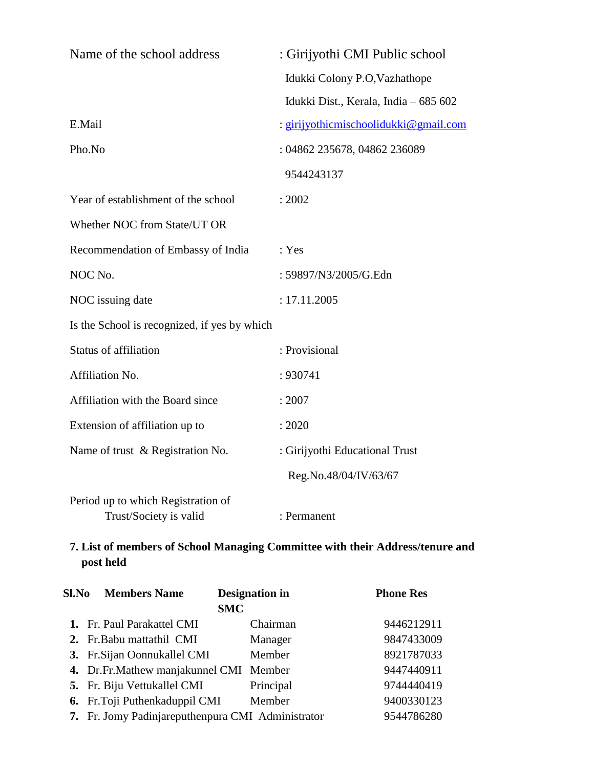| | |
|---|---|
| Name of the school address | : Girijyothi CMI Public school |
| | Idukki Colony P.O,Vazhathope |
| | Idukki Dist., Kerala, India – 685 602 |
| E.Mail | : girijyothicmischoolidukki@gmail.com |
| Pho.No | : 04862 235678, 04862 236089 |
| | 9544243137 |
| Year of establishment of the school | : 2002 |
| Whether NOC from State/UT OR Recommendation of Embassy of India | : Yes |
| NOC No. | : 59897/N3/2005/G.Edn |
| NOC issuing date | : 17.11.2005 |
| Is the School is recognized, if yes by which | |
| Status of affiliation | : Provisional |
| Affiliation No. | : 930741 |
| Affiliation with the Board since | : 2007 |
| Extension of affiliation up to | : 2020 |
| Name of trust & Registration No. | : Girijyothi Educational Trust |
| | Reg.No.48/04/IV/63/67 |
| Period up to which Registration of Trust/Society is valid | : Permanent |

**7. List of members of School Managing Committee with their Address/tenure and post held**

| Sl.No | Members Name | Designation in SMC | Phone Res |
|---|---|---|---|
| 1. | Fr. Paul Parakattel CMI | Chairman | 9446212911 |
| 2. | Fr.Babu mattathil CMI | Manager | 9847433009 |
| 3. | Fr.Sijan Oonnukallel CMI | Member | 8921787033 |
| 4. | Dr.Fr.Mathew manjakunnel CMI | Member | 9447440911 |
| 5. | Fr. Biju Vettukallel CMI | Principal | 9744440419 |
| 6. | Fr.Toji Puthenkaduppil CMI | Member | 9400330123 |
| 7. | Fr. Jomy Padinjareputhenpura CMI | Administrator | 9544786280 |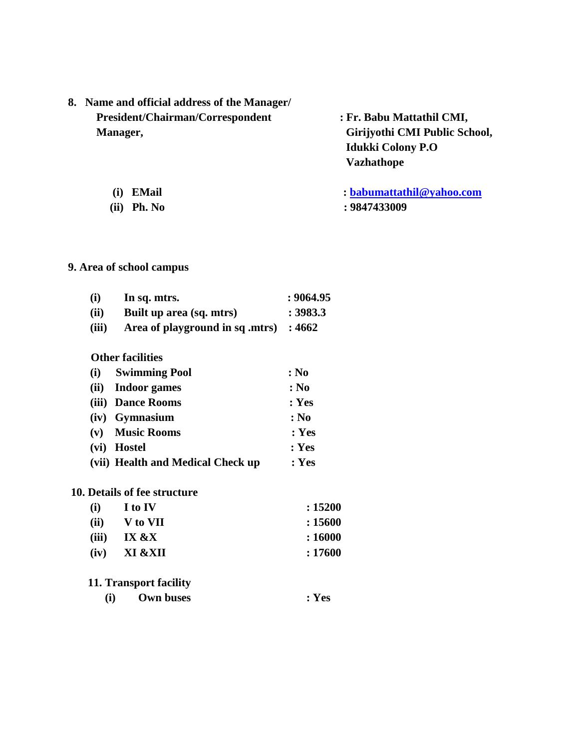**8. Name and official address of the Manager/ President/Chairman/Correspondent Manager,** **: Fr. Babu Mattathil CMI, Girijyothi CMI Public School, Idukki Colony P.O Vazhathope**

**(i) EMail** **: babumattathil@yahoo.com**

**(ii) Ph. No** **: 9847433009**

**9. Area of school campus**

| | | |
|---|---|---|
| **(i)** | **In sq. mtrs.** | **: 9064.95** |
| **(ii)** | **Built up area (sq. mtrs)** | **: 3983.3** |
| **(iii)** | **Area of playground in sq .mtrs)** | **: 4662** |

**Other facilities**

| | | |
|---|---|---|
| **(i)** | **Swimming Pool** | **: No** |
| **(ii)** | **Indoor games** | **: No** |
| **(iii)** | **Dance Rooms** | **: Yes** |
| **(iv)** | **Gymnasium** | **: No** |
| **(v)** | **Music Rooms** | **: Yes** |
| **(vi)** | **Hostel** | **: Yes** |
| **(vii)** | **Health and Medical Check up** | **: Yes** |

**10. Details of fee structure**

| | | |
|---|---|---|
| **(i)** | **I to IV** | **: 15200** |
| **(ii)** | **V to VII** | **: 15600** |
| **(iii)** | **IX &X** | **: 16000** |
| **(iv)** | **XI &XII** | **: 17600** |

**11. Transport facility**

| | | |
|---|---|---|
| **(i)** | **Own buses** | **: Yes** |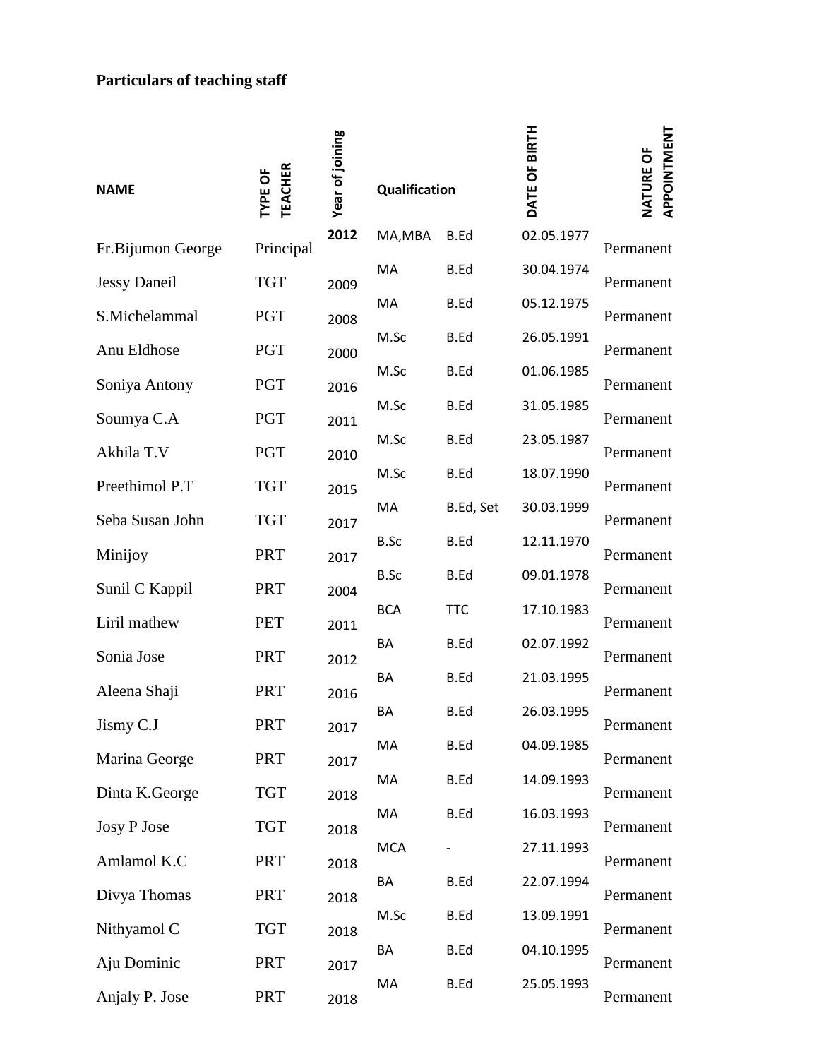**Particulars of teaching staff**

| NAME | TYPE OF TEACHER | Year of joining | Qualification | | DATE OF BIRTH | NATURE OF APPOINTMENT |
|---|---|---|---|---|---|---|
| Fr.Bijumon George | Principal | 2012 | MA,MBA | B.Ed | 02.05.1977 | Permanent |
| Jessy Daneil | TGT | 2009 | MA | B.Ed | 30.04.1974 | Permanent |
| S.Michelammal | PGT | 2008 | MA | B.Ed | 05.12.1975 | Permanent |
| Anu Eldhose | PGT | 2000 | M.Sc | B.Ed | 26.05.1991 | Permanent |
| Soniya Antony | PGT | 2016 | M.Sc | B.Ed | 01.06.1985 | Permanent |
| Soumya C.A | PGT | 2011 | M.Sc | B.Ed | 31.05.1985 | Permanent |
| Akhila T.V | PGT | 2010 | M.Sc | B.Ed | 23.05.1987 | Permanent |
| Preethimol P.T | TGT | 2015 | M.Sc | B.Ed | 18.07.1990 | Permanent |
| Seba Susan John | TGT | 2017 | MA | B.Ed, Set | 30.03.1999 | Permanent |
| Minijoy | PRT | 2017 | B.Sc | B.Ed | 12.11.1970 | Permanent |
| Sunil C Kappil | PRT | 2004 | B.Sc | B.Ed | 09.01.1978 | Permanent |
| Liril mathew | PET | 2011 | BCA | TTC | 17.10.1983 | Permanent |
| Sonia Jose | PRT | 2012 | BA | B.Ed | 02.07.1992 | Permanent |
| Aleena Shaji | PRT | 2016 | BA | B.Ed | 21.03.1995 | Permanent |
| Jismy C.J | PRT | 2017 | BA | B.Ed | 26.03.1995 | Permanent |
| Marina George | PRT | 2017 | MA | B.Ed | 04.09.1985 | Permanent |
| Dinta K.George | TGT | 2018 | MA | B.Ed | 14.09.1993 | Permanent |
| Josy P Jose | TGT | 2018 | MA | B.Ed | 16.03.1993 | Permanent |
| Amlamol K.C | PRT | 2018 | MCA | - | 27.11.1993 | Permanent |
| Divya Thomas | PRT | 2018 | BA | B.Ed | 22.07.1994 | Permanent |
| Nithyamol C | TGT | 2018 | M.Sc | B.Ed | 13.09.1991 | Permanent |
| Aju Dominic | PRT | 2017 | BA | B.Ed | 04.10.1995 | Permanent |
| Anjaly P. Jose | PRT | 2018 | MA | B.Ed | 25.05.1993 | Permanent |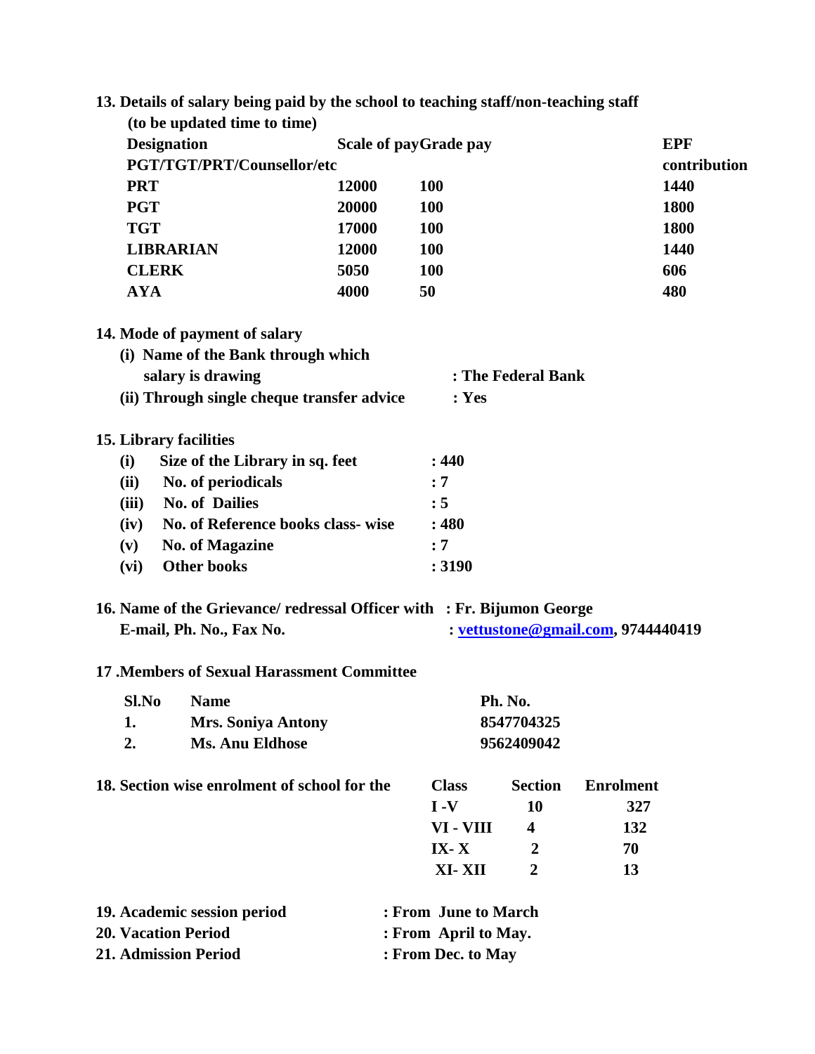**13. Details of salary being paid by the school to teaching staff/non-teaching staff (to be updated time to time)**

| Designation PGT/TGT/PRT/Counsellor/etc | Scale of pay | Grade pay | EPF contribution |
|---|---|---|---|
| PRT | 12000 | 100 | 1440 |
| PGT | 20000 | 100 | 1800 |
| TGT | 17000 | 100 | 1800 |
| LIBRARIAN | 12000 | 100 | 1440 |
| CLERK | 5050 | 100 | 606 |
| AYA | 4000 | 50 | 480 |

**14. Mode of payment of salary**

(i) Name of the Bank through which salary is drawing : The Federal Bank

(ii) Through single cheque transfer advice : Yes

**15. Library facilities**

| | | |
|---|---|---|
| (i) | Size of the Library in sq. feet | : 440 |
| (ii) | No. of periodicals | : 7 |
| (iii) | No. of Dailies | : 5 |
| (iv) | No. of Reference books class- wise | : 480 |
| (v) | No. of Magazine | : 7 |
| (vi) | Other books | : 3190 |

**16. Name of the Grievance/ redressal Officer with E-mail, Ph. No., Fax No.** : Fr. Bijumon George : vettustone@gmail.com, 9744440419

**17 .Members of Sexual Harassment Committee**

| Sl.No | Name | Ph. No. |
|---|---|---|
| 1. | Mrs. Soniya Antony | 8547704325 |
| 2. | Ms. Anu Eldhose | 9562409042 |

**18. Section wise enrolment of school for the**

| Class | Section | Enrolment |
|---|---|---|
| I -V | 10 | 327 |
| VI - VIII | 4 | 132 |
| IX- X | 2 | 70 |
| XI- XII | 2 | 13 |

**19. Academic session period** : From June to March

**20. Vacation Period** : From April to May.

**21. Admission Period** : From Dec. to May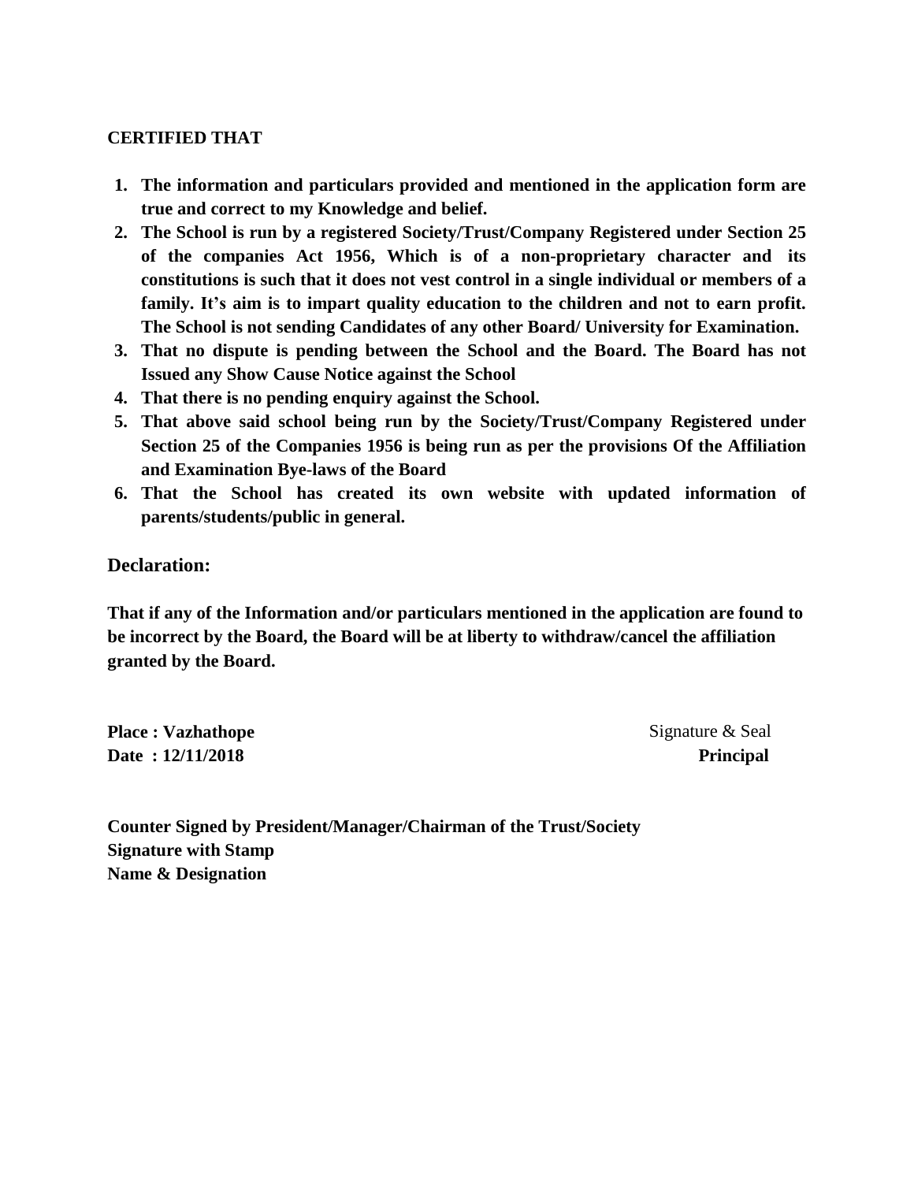**CERTIFIED THAT**

1. **The information and particulars provided and mentioned in the application form are true and correct to my Knowledge and belief.**
2. **The School is run by a registered Society/Trust/Company Registered under Section 25 of the companies Act 1956, Which is of a non-proprietary character and its constitutions is such that it does not vest control in a single individual or members of a family. It's aim is to impart quality education to the children and not to earn profit. The School is not sending Candidates of any other Board/ University for Examination.**
3. **That no dispute is pending between the School and the Board. The Board has not Issued any Show Cause Notice against the School**
4. **That there is no pending enquiry against the School.**
5. **That above said school being run by the Society/Trust/Company Registered under Section 25 of the Companies 1956 is being run as per the provisions Of the Affiliation and Examination Bye-laws of the Board**
6. **That the School has created its own website with updated information of parents/students/public in general.**

## Declaration:

**That if any of the Information and/or particulars mentioned in the application are found to be incorrect by the Board, the Board will be at liberty to withdraw/cancel the affiliation granted by the Board.**

**Place : Vazhathope**
**Date : 12/11/2018**

Signature & Seal
**Principal**

**Counter Signed by President/Manager/Chairman of the Trust/Society**
**Signature with Stamp**
**Name & Designation**